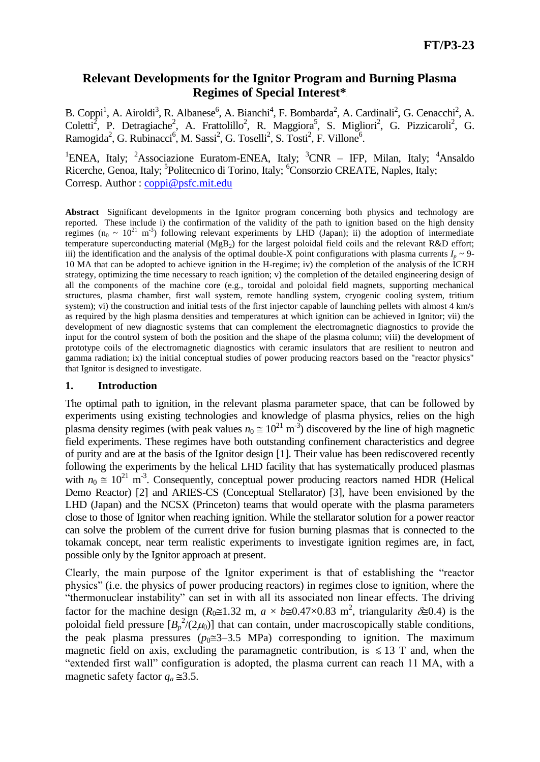**FT/P3-23**

# Relevant Developments for the Ignitor Program and Burning Plasma Regimes of Special Interest*

B. Coppi[1], A. Airoldi[3], R. Albanese[6], A. Bianchi[4], F. Bombarda[2], A. Cardinali[2], G. Cenacchi[2], A. Coletti[2], P. Detragiache[2], A. Frattolillo[2], R. Maggiora[5], S. Migliori[2], G. Pizzicaroli[2], G. Ramogida[2], G. Rubinacci[6], M. Sassi[2], G. Toselli[2], S. Tosti[2], F. Villone[6].

[1]ENEA, Italy; [2]Associazione Euratom-ENEA, Italy; [3]CNR – IFP, Milan, Italy; [4]Ansaldo Ricerche, Genoa, Italy; [5]Politecnico di Torino, Italy; [6]Consorzio CREATE, Naples, Italy;
Corresp. Author : coppi@psfc.mit.edu

**Abstract** Significant developments in the Ignitor program concerning both physics and technology are reported. These include i) the confirmation of the validity of the path to ignition based on the high density regimes ($n_0 \sim 10^{21}$ m$^{-3}$) following relevant experiments by LHD (Japan); ii) the adoption of intermediate temperature superconducting material ($MgB_2$) for the largest poloidal field coils and the relevant R&D effort; iii) the identification and the analysis of the optimal double-X point configurations with plasma currents $I_p \sim$ 9-10 MA that can be adopted to achieve ignition in the H-regime; iv) the completion of the analysis of the ICRH strategy, optimizing the time necessary to reach ignition; v) the completion of the detailed engineering design of all the components of the machine core (e.g., toroidal and poloidal field magnets, supporting mechanical structures, plasma chamber, first wall system, remote handling system, cryogenic cooling system, tritium system); vi) the construction and initial tests of the first injector capable of launching pellets with almost 4 km/s as required by the high plasma densities and temperatures at which ignition can be achieved in Ignitor; vii) the development of new diagnostic systems that can complement the electromagnetic diagnostics to provide the input for the control system of both the position and the shape of the plasma column; viii) the development of prototype coils of the electromagnetic diagnostics with ceramic insulators that are resilient to neutron and gamma radiation; ix) the initial conceptual studies of power producing reactors based on the "reactor physics" that Ignitor is designed to investigate.

## 1. Introduction

The optimal path to ignition, in the relevant plasma parameter space, that can be followed by experiments using existing technologies and knowledge of plasma physics, relies on the high plasma density regimes (with peak values $n_0 \cong 10^{21}$ m$^{-3}$) discovered by the line of high magnetic field experiments. These regimes have both outstanding confinement characteristics and degree of purity and are at the basis of the Ignitor design [1]. Their value has been rediscovered recently following the experiments by the helical LHD facility that has systematically produced plasmas with $n_0 \cong 10^{21}$ m$^{-3}$. Consequently, conceptual power producing reactors named HDR (Helical Demo Reactor) [2] and ARIES-CS (Conceptual Stellarator) [3], have been envisioned by the LHD (Japan) and the NCSX (Princeton) teams that would operate with the plasma parameters close to those of Ignitor when reaching ignition. While the stellarator solution for a power reactor can solve the problem of the current drive for fusion burning plasmas that is connected to the tokamak concept, near term realistic experiments to investigate ignition regimes are, in fact, possible only by the Ignitor approach at present.

Clearly, the main purpose of the Ignitor experiment is that of establishing the "reactor physics" (i.e. the physics of power producing reactors) in regimes close to ignition, where the "thermonuclear instability" can set in with all its associated non linear effects. The driving factor for the machine design ($R_0 \cong 1.32$ m, $a \times b \cong 0.47 \times 0.83$ m$^2$, triangularity $\delta \cong 0.4$) is the poloidal field pressure [$B_p^2/(2\mu_0)$] that can contain, under macroscopically stable conditions, the peak plasma pressures ($p_0 \cong 3$–$3.5$ MPa) corresponding to ignition. The maximum magnetic field on axis, excluding the paramagnetic contribution, is $\lesssim 13$ T and, when the "extended first wall" configuration is adopted, the plasma current can reach 11 MA, with a magnetic safety factor $q_a \cong 3.5$.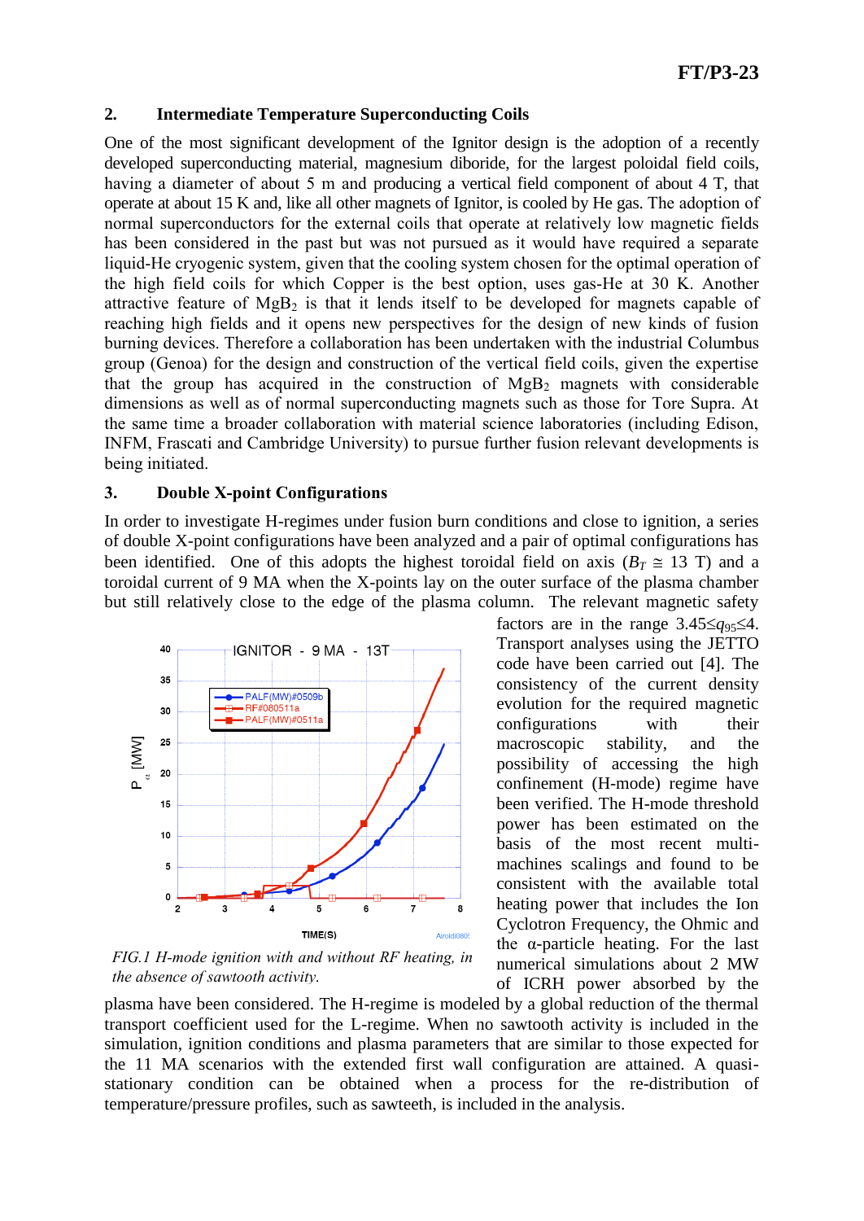## 2. Intermediate Temperature Superconducting Coils

One of the most significant development of the Ignitor design is the adoption of a recently developed superconducting material, magnesium diboride, for the largest poloidal field coils, having a diameter of about 5 m and producing a vertical field component of about 4 T, that operate at about 15 K and, like all other magnets of Ignitor, is cooled by He gas. The adoption of normal superconductors for the external coils that operate at relatively low magnetic fields has been considered in the past but was not pursued as it would have required a separate liquid-He cryogenic system, given that the cooling system chosen for the optimal operation of the high field coils for which Copper is the best option, uses gas-He at 30 K. Another attractive feature of $MgB_2$ is that it lends itself to be developed for magnets capable of reaching high fields and it opens new perspectives for the design of new kinds of fusion burning devices. Therefore a collaboration has been undertaken with the industrial Columbus group (Genoa) for the design and construction of the vertical field coils, given the expertise that the group has acquired in the construction of $MgB_2$ magnets with considerable dimensions as well as of normal superconducting magnets such as those for Tore Supra. At the same time a broader collaboration with material science laboratories (including Edison, INFM, Frascati and Cambridge University) to pursue further fusion relevant developments is being initiated.

## 3. Double X-point Configurations

In order to investigate H-regimes under fusion burn conditions and close to ignition, a series of double X-point configurations have been analyzed and a pair of optimal configurations has been identified. One of this adopts the highest toroidal field on axis ($B_T \cong 13$ T) and a toroidal current of 9 MA when the X-points lay on the outer surface of the plasma chamber but still relatively close to the edge of the plasma column. The relevant magnetic safety factors are in the range $3.45 \leq q_{95} \leq 4$. Transport analyses using the JETTO code have been carried out [4]. The consistency of the current density evolution for the required magnetic configurations with their macroscopic stability, and the possibility of accessing the high confinement (H-mode) regime have been verified. The H-mode threshold power has been estimated on the basis of the most recent multi-machines scalings and found to be consistent with the available total heating power that includes the Ion Cyclotron Frequency, the Ohmic and the α-particle heating. For the last numerical simulations about 2 MW of ICRH power absorbed by the plasma have been considered. The H-regime is modeled by a global reduction of the thermal transport coefficient used for the L-regime. When no sawtooth activity is included in the simulation, ignition conditions and plasma parameters that are similar to those expected for the 11 MA scenarios with the extended first wall configuration are attained. A quasi-stationary condition can be obtained when a process for the re-distribution of temperature/pressure profiles, such as sawteeth, is included in the analysis.

*FIG.1 H-mode ignition with and without RF heating, in the absence of sawtooth activity.*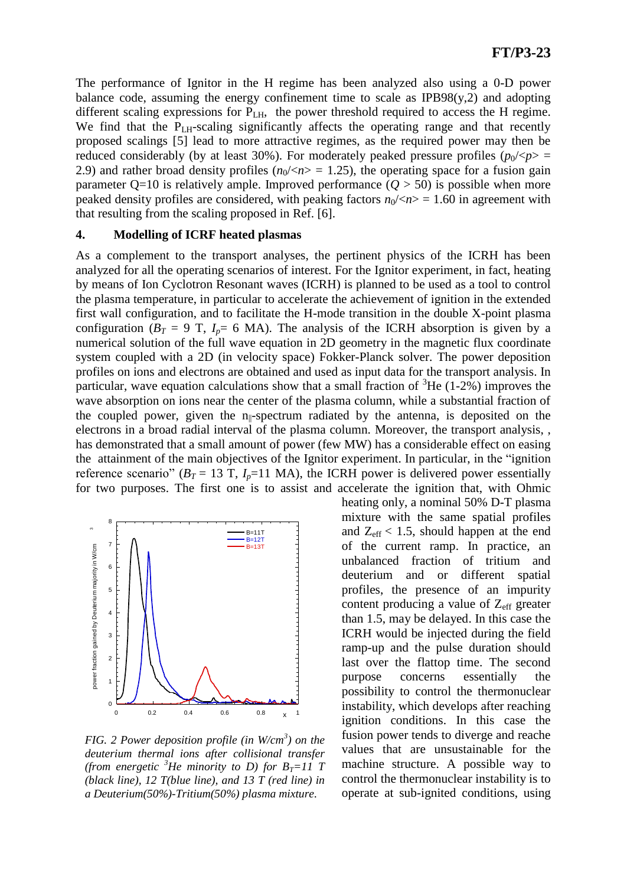The performance of Ignitor in the H regime has been analyzed also using a 0-D power balance code, assuming the energy confinement time to scale as IPB98(y,2) and adopting different scaling expressions for $P_{LH}$, the power threshold required to access the H regime. We find that the $P_{LH}$-scaling significantly affects the operating range and that recently proposed scalings [5] lead to more attractive regimes, as the required power may then be reduced considerably (by at least 30%). For moderately peaked pressure profiles ($p_0/\langle p\rangle = 2.9$) and rather broad density profiles ($n_0/\langle n\rangle = 1.25$), the operating space for a fusion gain parameter Q=10 is relatively ample. Improved performance ($Q > 50$) is possible when more peaked density profiles are considered, with peaking factors $n_0/\langle n\rangle = 1.60$ in agreement with that resulting from the scaling proposed in Ref. [6].

## 4. Modelling of ICRF heated plasmas

As a complement to the transport analyses, the pertinent physics of the ICRH has been analyzed for all the operating scenarios of interest. For the Ignitor experiment, in fact, heating by means of Ion Cyclotron Resonant waves (ICRH) is planned to be used as a tool to control the plasma temperature, in particular to accelerate the achievement of ignition in the extended first wall configuration, and to facilitate the H-mode transition in the double X-point plasma configuration ($B_T$ = 9 T, $I_p$= 6 MA). The analysis of the ICRH absorption is given by a numerical solution of the full wave equation in 2D geometry in the magnetic flux coordinate system coupled with a 2D (in velocity space) Fokker-Planck solver. The power deposition profiles on ions and electrons are obtained and used as input data for the transport analysis. In particular, wave equation calculations show that a small fraction of $^3$He (1-2%) improves the wave absorption on ions near the center of the plasma column, while a substantial fraction of the coupled power, given the $n_{\parallel}$-spectrum radiated by the antenna, is deposited on the electrons in a broad radial interval of the plasma column. Moreover, the transport analysis, , has demonstrated that a small amount of power (few MW) has a considerable effect on easing the attainment of the main objectives of the Ignitor experiment. In particular, in the "ignition reference scenario" ($B_T$ = 13 T, $I_p$=11 MA), the ICRH power is delivered power essentially for two purposes. The first one is to assist and accelerate the ignition that, with Ohmic heating only, a nominal 50% D-T plasma mixture with the same spatial profiles and $Z_{eff} < 1.5$, should happen at the end of the current ramp. In practice, an unbalanced fraction of tritium and deuterium and or different spatial profiles, the presence of an impurity content producing a value of $Z_{eff}$ greater than 1.5, may be delayed. In this case the ICRH would be injected during the field ramp-up and the pulse duration should last over the flattop time. The second purpose concerns essentially the possibility to control the thermonuclear instability, which develops after reaching ignition conditions. In this case the fusion power tends to diverge and reache values that are unsustainable for the machine structure. A possible way to control the thermonuclear instability is to operate at sub-ignited conditions, using

*FIG. 2 Power deposition profile (in W/cm$^3$) on the deuterium thermal ions after collisional transfer (from energetic $^3$He minority to D) for $B_T$=11 T (black line), 12 T(blue line), and 13 T (red line) in a Deuterium(50%)-Tritium(50%) plasma mixture.*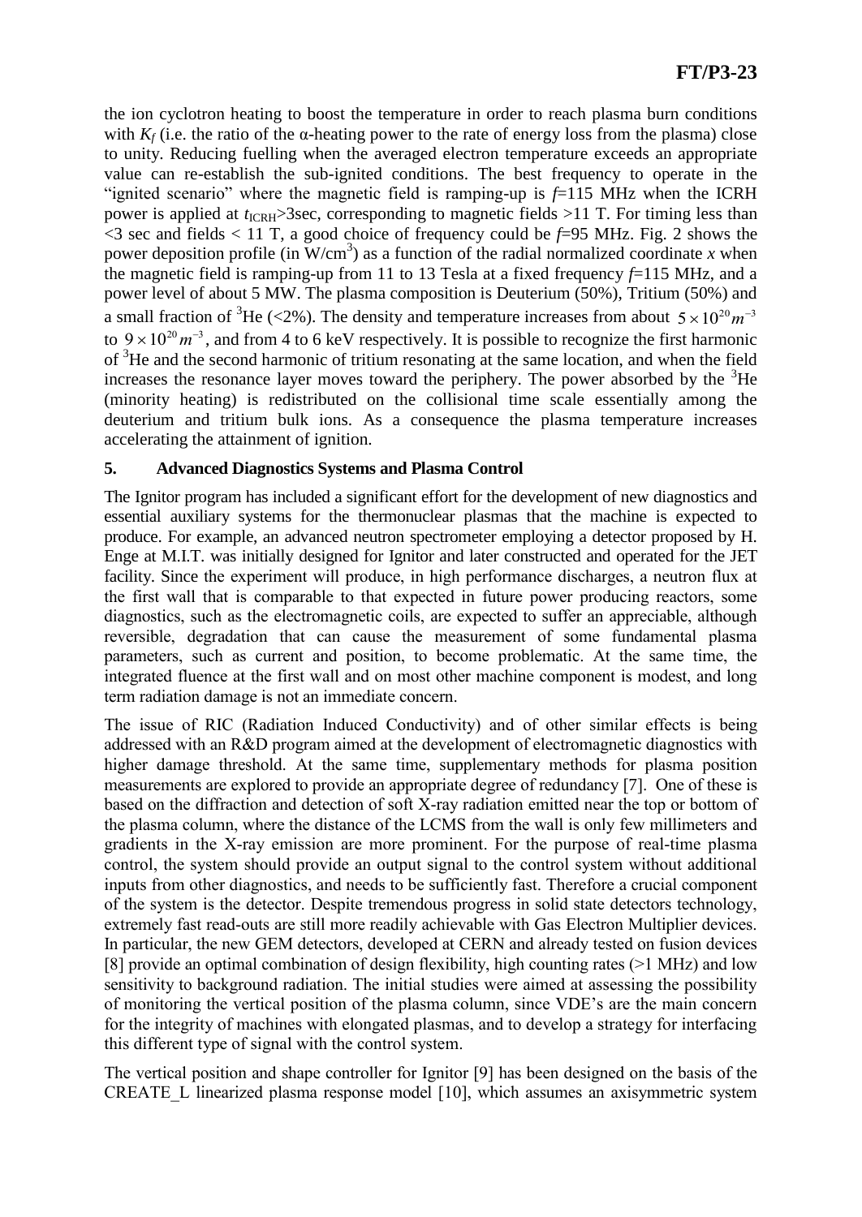the ion cyclotron heating to boost the temperature in order to reach plasma burn conditions with $K_f$ (i.e. the ratio of the α-heating power to the rate of energy loss from the plasma) close to unity. Reducing fuelling when the averaged electron temperature exceeds an appropriate value can re-establish the sub-ignited conditions. The best frequency to operate in the "ignited scenario" where the magnetic field is ramping-up is $f$=115 MHz when the ICRH power is applied at $t_{ICRH}$>3sec, corresponding to magnetic fields >11 T. For timing less than <3 sec and fields < 11 T, a good choice of frequency could be $f$=95 MHz. Fig. 2 shows the power deposition profile (in W/cm$^3$) as a function of the radial normalized coordinate $x$ when the magnetic field is ramping-up from 11 to 13 Tesla at a fixed frequency $f$=115 MHz, and a power level of about 5 MW. The plasma composition is Deuterium (50%), Tritium (50%) and a small fraction of $^3$He (<2%). The density and temperature increases from about $5\times10^{20}m^{-3}$ to $9\times10^{20}m^{-3}$, and from 4 to 6 keV respectively. It is possible to recognize the first harmonic of $^3$He and the second harmonic of tritium resonating at the same location, and when the field increases the resonance layer moves toward the periphery. The power absorbed by the $^3$He (minority heating) is redistributed on the collisional time scale essentially among the deuterium and tritium bulk ions. As a consequence the plasma temperature increases accelerating the attainment of ignition.

## 5. Advanced Diagnostics Systems and Plasma Control

The Ignitor program has included a significant effort for the development of new diagnostics and essential auxiliary systems for the thermonuclear plasmas that the machine is expected to produce. For example, an advanced neutron spectrometer employing a detector proposed by H. Enge at M.I.T. was initially designed for Ignitor and later constructed and operated for the JET facility. Since the experiment will produce, in high performance discharges, a neutron flux at the first wall that is comparable to that expected in future power producing reactors, some diagnostics, such as the electromagnetic coils, are expected to suffer an appreciable, although reversible, degradation that can cause the measurement of some fundamental plasma parameters, such as current and position, to become problematic. At the same time, the integrated fluence at the first wall and on most other machine component is modest, and long term radiation damage is not an immediate concern.

The issue of RIC (Radiation Induced Conductivity) and of other similar effects is being addressed with an R&D program aimed at the development of electromagnetic diagnostics with higher damage threshold. At the same time, supplementary methods for plasma position measurements are explored to provide an appropriate degree of redundancy [7]. One of these is based on the diffraction and detection of soft X-ray radiation emitted near the top or bottom of the plasma column, where the distance of the LCMS from the wall is only few millimeters and gradients in the X-ray emission are more prominent. For the purpose of real-time plasma control, the system should provide an output signal to the control system without additional inputs from other diagnostics, and needs to be sufficiently fast. Therefore a crucial component of the system is the detector. Despite tremendous progress in solid state detectors technology, extremely fast read-outs are still more readily achievable with Gas Electron Multiplier devices. In particular, the new GEM detectors, developed at CERN and already tested on fusion devices [8] provide an optimal combination of design flexibility, high counting rates (>1 MHz) and low sensitivity to background radiation. The initial studies were aimed at assessing the possibility of monitoring the vertical position of the plasma column, since VDE's are the main concern for the integrity of machines with elongated plasmas, and to develop a strategy for interfacing this different type of signal with the control system.

The vertical position and shape controller for Ignitor [9] has been designed on the basis of the CREATE_L linearized plasma response model [10], which assumes an axisymmetric system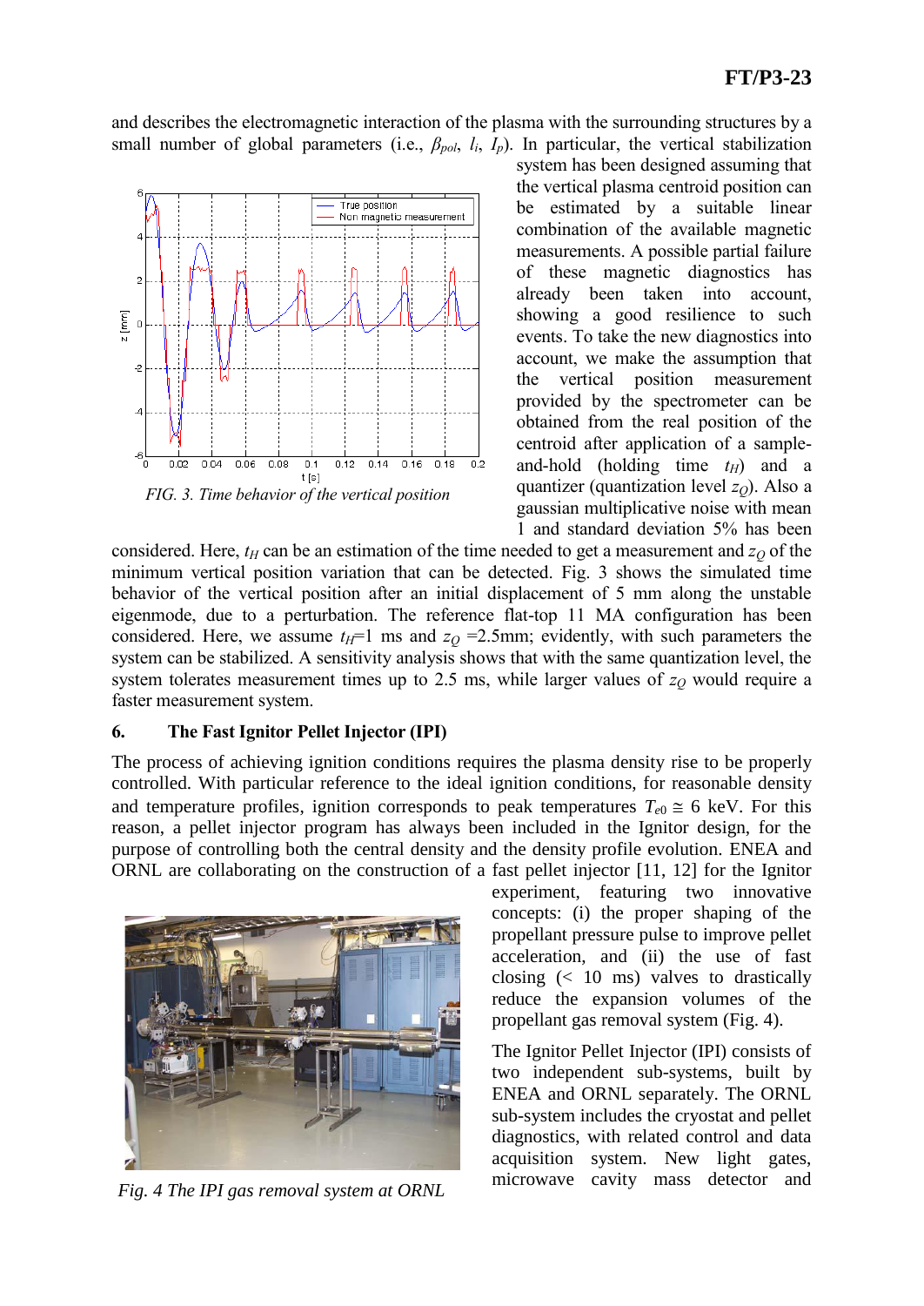and describes the electromagnetic interaction of the plasma with the surrounding structures by a small number of global parameters (i.e., $\beta_{pol}$, $l_i$, $I_p$). In particular, the vertical stabilization system has been designed assuming that the vertical plasma centroid position can be estimated by a suitable linear combination of the available magnetic measurements. A possible partial failure of these magnetic diagnostics has already been taken into account, showing a good resilience to such events. To take the new diagnostics into account, we make the assumption that the vertical position measurement provided by the spectrometer can be obtained from the real position of the centroid after application of a sample-and-hold (holding time $t_H$) and a quantizer (quantization level $z_Q$). Also a gaussian multiplicative noise with mean 1 and standard deviation 5% has been considered. Here, $t_H$ can be an estimation of the time needed to get a measurement and $z_Q$ of the minimum vertical position variation that can be detected. Fig. 3 shows the simulated time behavior of the vertical position after an initial displacement of 5 mm along the unstable eigenmode, due to a perturbation. The reference flat-top 11 MA configuration has been considered. Here, we assume $t_H$=1 ms and $z_Q$ =2.5mm; evidently, with such parameters the system can be stabilized. A sensitivity analysis shows that with the same quantization level, the system tolerates measurement times up to 2.5 ms, while larger values of $z_Q$ would require a faster measurement system.

*FIG. 3. Time behavior of the vertical position*

## 6. The Fast Ignitor Pellet Injector (IPI)

The process of achieving ignition conditions requires the plasma density rise to be properly controlled. With particular reference to the ideal ignition conditions, for reasonable density and temperature profiles, ignition corresponds to peak temperatures $T_{e0} \cong 6$ keV. For this reason, a pellet injector program has always been included in the Ignitor design, for the purpose of controlling both the central density and the density profile evolution. ENEA and ORNL are collaborating on the construction of a fast pellet injector [11, 12] for the Ignitor experiment, featuring two innovative concepts: (i) the proper shaping of the propellant pressure pulse to improve pellet acceleration, and (ii) the use of fast closing (< 10 ms) valves to drastically reduce the expansion volumes of the propellant gas removal system (Fig. 4).

*Fig. 4 The IPI gas removal system at ORNL*

The Ignitor Pellet Injector (IPI) consists of two independent sub-systems, built by ENEA and ORNL separately. The ORNL sub-system includes the cryostat and pellet diagnostics, with related control and data acquisition system. New light gates, microwave cavity mass detector and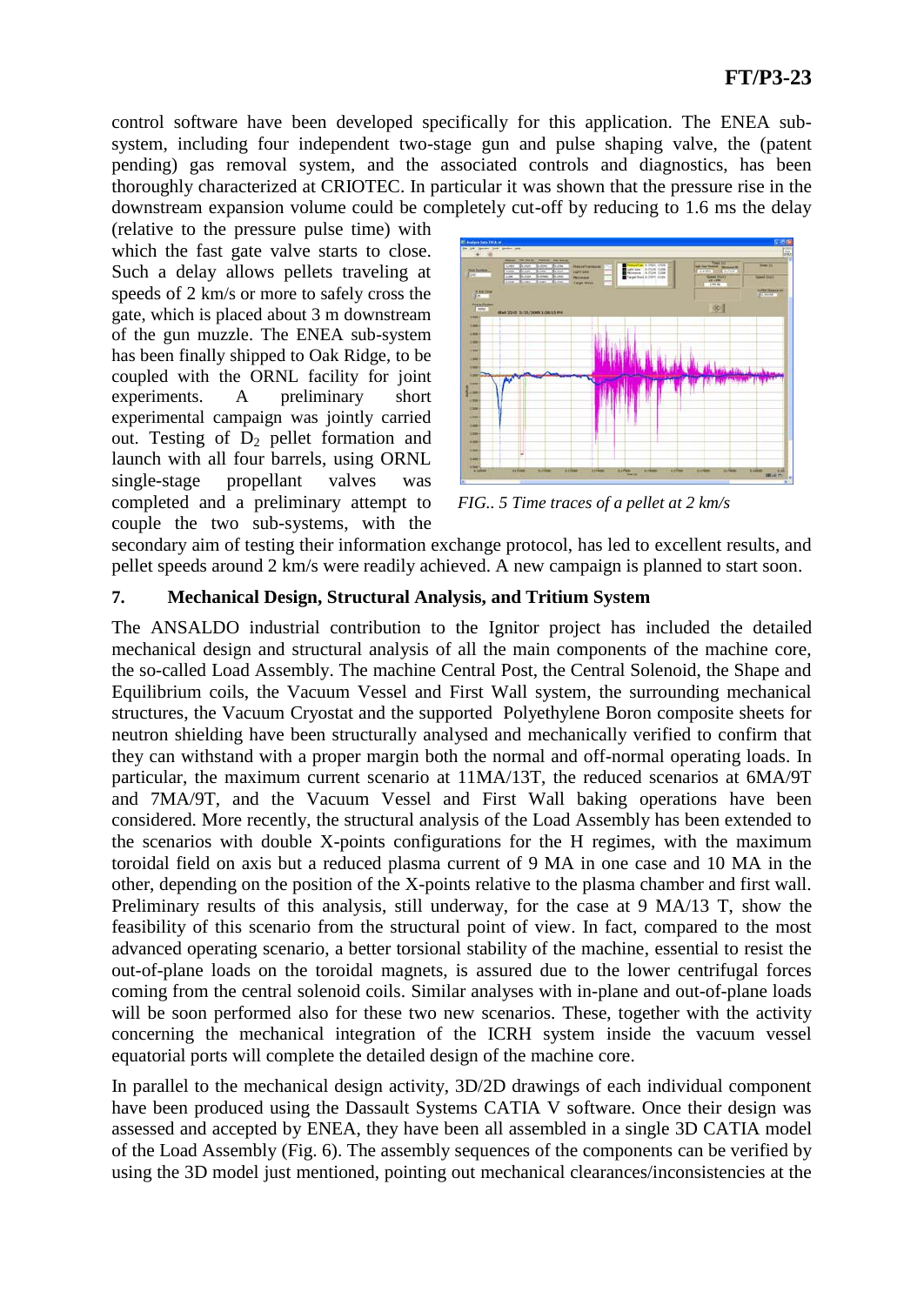control software have been developed specifically for this application. The ENEA sub-system, including four independent two-stage gun and pulse shaping valve, the (patent pending) gas removal system, and the associated controls and diagnostics, has been thoroughly characterized at CRIOTEC. In particular it was shown that the pressure rise in the downstream expansion volume could be completely cut-off by reducing to 1.6 ms the delay (relative to the pressure pulse time) with which the fast gate valve starts to close. Such a delay allows pellets traveling at speeds of 2 km/s or more to safely cross the gate, which is placed about 3 m downstream of the gun muzzle. The ENEA sub-system has been finally shipped to Oak Ridge, to be coupled with the ORNL facility for joint experiments. A preliminary short experimental campaign was jointly carried out. Testing of $D_2$ pellet formation and launch with all four barrels, using ORNL single-stage propellant valves was completed and a preliminary attempt to couple the two sub-systems, with the secondary aim of testing their information exchange protocol, has led to excellent results, and pellet speeds around 2 km/s were readily achieved. A new campaign is planned to start soon.

*FIG.. 5 Time traces of a pellet at 2 km/s*

## 7. Mechanical Design, Structural Analysis, and Tritium System

The ANSALDO industrial contribution to the Ignitor project has included the detailed mechanical design and structural analysis of all the main components of the machine core, the so-called Load Assembly. The machine Central Post, the Central Solenoid, the Shape and Equilibrium coils, the Vacuum Vessel and First Wall system, the surrounding mechanical structures, the Vacuum Cryostat and the supported Polyethylene Boron composite sheets for neutron shielding have been structurally analysed and mechanically verified to confirm that they can withstand with a proper margin both the normal and off-normal operating loads. In particular, the maximum current scenario at 11MA/13T, the reduced scenarios at 6MA/9T and 7MA/9T, and the Vacuum Vessel and First Wall baking operations have been considered. More recently, the structural analysis of the Load Assembly has been extended to the scenarios with double X-points configurations for the H regimes, with the maximum toroidal field on axis but a reduced plasma current of 9 MA in one case and 10 MA in the other, depending on the position of the X-points relative to the plasma chamber and first wall. Preliminary results of this analysis, still underway, for the case at 9 MA/13 T, show the feasibility of this scenario from the structural point of view. In fact, compared to the most advanced operating scenario, a better torsional stability of the machine, essential to resist the out-of-plane loads on the toroidal magnets, is assured due to the lower centrifugal forces coming from the central solenoid coils. Similar analyses with in-plane and out-of-plane loads will be soon performed also for these two new scenarios. These, together with the activity concerning the mechanical integration of the ICRH system inside the vacuum vessel equatorial ports will complete the detailed design of the machine core.

In parallel to the mechanical design activity, 3D/2D drawings of each individual component have been produced using the Dassault Systems CATIA V software. Once their design was assessed and accepted by ENEA, they have been all assembled in a single 3D CATIA model of the Load Assembly (Fig. 6). The assembly sequences of the components can be verified by using the 3D model just mentioned, pointing out mechanical clearances/inconsistencies at the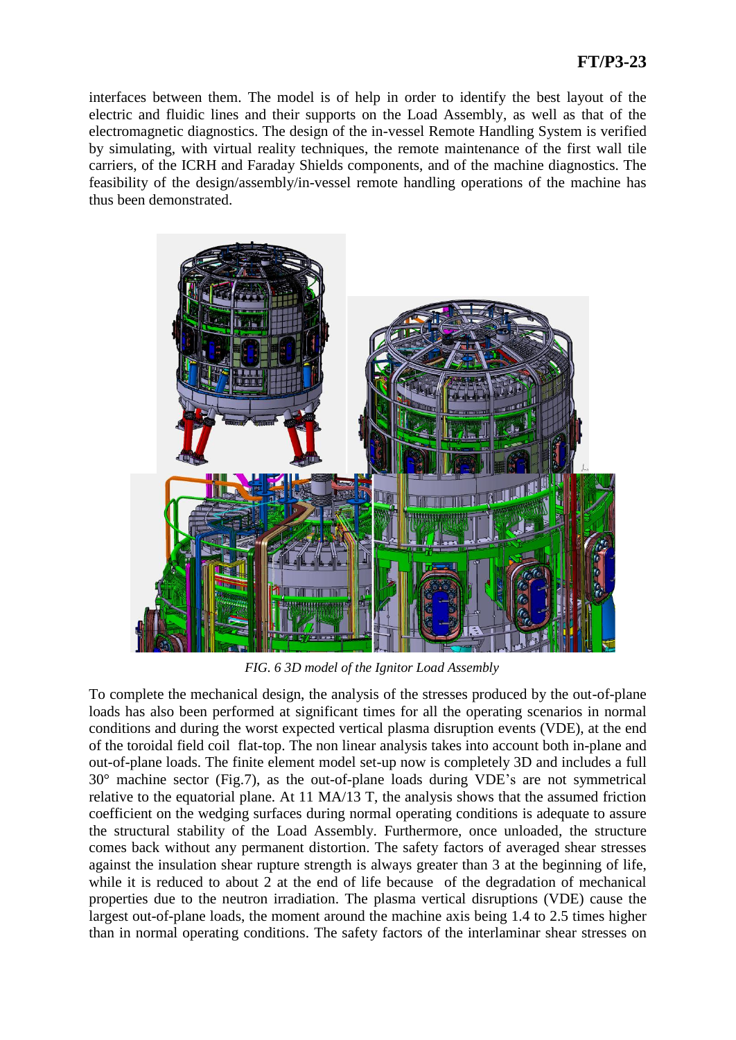interfaces between them. The model is of help in order to identify the best layout of the electric and fluidic lines and their supports on the Load Assembly, as well as that of the electromagnetic diagnostics. The design of the in-vessel Remote Handling System is verified by simulating, with virtual reality techniques, the remote maintenance of the first wall tile carriers, of the ICRH and Faraday Shields components, and of the machine diagnostics. The feasibility of the design/assembly/in-vessel remote handling operations of the machine has thus been demonstrated.

*FIG. 6 3D model of the Ignitor Load Assembly*

To complete the mechanical design, the analysis of the stresses produced by the out-of-plane loads has also been performed at significant times for all the operating scenarios in normal conditions and during the worst expected vertical plasma disruption events (VDE), at the end of the toroidal field coil flat-top. The non linear analysis takes into account both in-plane and out-of-plane loads. The finite element model set-up now is completely 3D and includes a full 30° machine sector (Fig.7), as the out-of-plane loads during VDE's are not symmetrical relative to the equatorial plane. At 11 MA/13 T, the analysis shows that the assumed friction coefficient on the wedging surfaces during normal operating conditions is adequate to assure the structural stability of the Load Assembly. Furthermore, once unloaded, the structure comes back without any permanent distortion. The safety factors of averaged shear stresses against the insulation shear rupture strength is always greater than 3 at the beginning of life, while it is reduced to about 2 at the end of life because of the degradation of mechanical properties due to the neutron irradiation. The plasma vertical disruptions (VDE) cause the largest out-of-plane loads, the moment around the machine axis being 1.4 to 2.5 times higher than in normal operating conditions. The safety factors of the interlaminar shear stresses on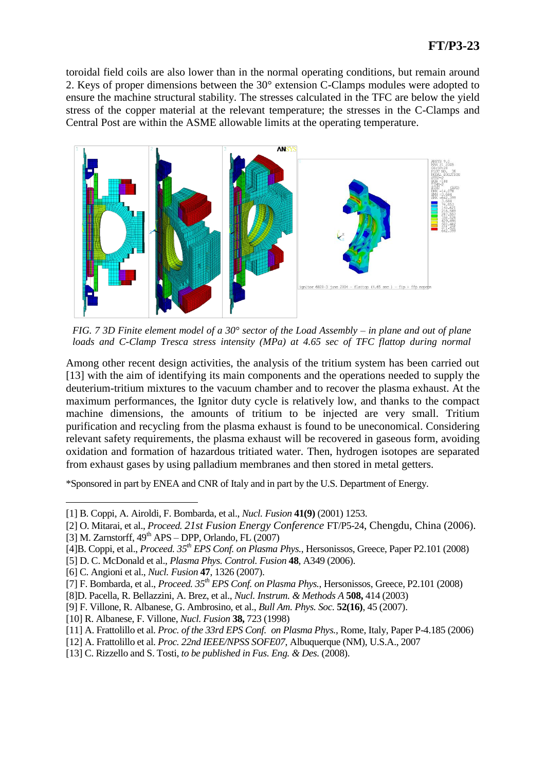toroidal field coils are also lower than in the normal operating conditions, but remain around 2. Keys of proper dimensions between the 30° extension C-Clamps modules were adopted to ensure the machine structural stability. The stresses calculated in the TFC are below the yield stress of the copper material at the relevant temperature; the stresses in the C-Clamps and Central Post are within the ASME allowable limits at the operating temperature.

*FIG. 7 3D Finite element model of a 30° sector of the Load Assembly – in plane and out of plane loads and C-Clamp Tresca stress intensity (MPa) at 4.65 sec of TFC flattop during normal*

Among other recent design activities, the analysis of the tritium system has been carried out [13] with the aim of identifying its main components and the operations needed to supply the deuterium-tritium mixtures to the vacuum chamber and to recover the plasma exhaust. At the maximum performances, the Ignitor duty cycle is relatively low, and thanks to the compact machine dimensions, the amounts of tritium to be injected are very small. Tritium purification and recycling from the plasma exhaust is found to be uneconomical. Considering relevant safety requirements, the plasma exhaust will be recovered in gaseous form, avoiding oxidation and formation of hazardous tritiated water. Then, hydrogen isotopes are separated from exhaust gases by using palladium membranes and then stored in metal getters.

*Sponsored in part by ENEA and CNR of Italy and in part by the U.S. Department of Energy.

---

[1] B. Coppi, A. Airoldi, F. Bombarda, et al., *Nucl. Fusion* **41(9)** (2001) 1253.
[2] O. Mitarai, et al., *Proceed. 21st Fusion Energy Conference* FT/P5-24, Chengdu, China (2006).
[3] M. Zarnstorff, 49th APS – DPP, Orlando, FL (2007)
[4]B. Coppi, et al., *Proceed. 35th EPS Conf. on Plasma Phys.*, Hersonissos, Greece, Paper P2.101 (2008)
[5] D. C. McDonald et al., *Plasma Phys. Control. Fusion* **48**, A349 (2006).
[6] C. Angioni et al., *Nucl. Fusion* **47**, 1326 (2007).
[7] F. Bombarda, et al., *Proceed. 35th EPS Conf. on Plasma Phys.*, Hersonissos, Greece, P2.101 (2008)
[8]D. Pacella, R. Bellazzini, A. Brez, et al., *Nucl. Instrum. & Methods A* **508,** 414 (2003)
[9] F. Villone, R. Albanese, G. Ambrosino, et al., *Bull Am. Phys. Soc.* **52(16)**, 45 (2007).
[10] R. Albanese, F. Villone, *Nucl. Fusion* **38,** 723 (1998)
[11] A. Frattolillo et al. *Proc. of the 33rd EPS Conf. on Plasma Phys.*, Rome, Italy, Paper P-4.185 (2006)
[12] A. Frattolillo et al. *Proc. 22nd IEEE/NPSS SOFE07*, Albuquerque (NM), U.S.A., 2007
[13] C. Rizzello and S. Tosti, *to be published in Fus. Eng. & Des.* (2008).